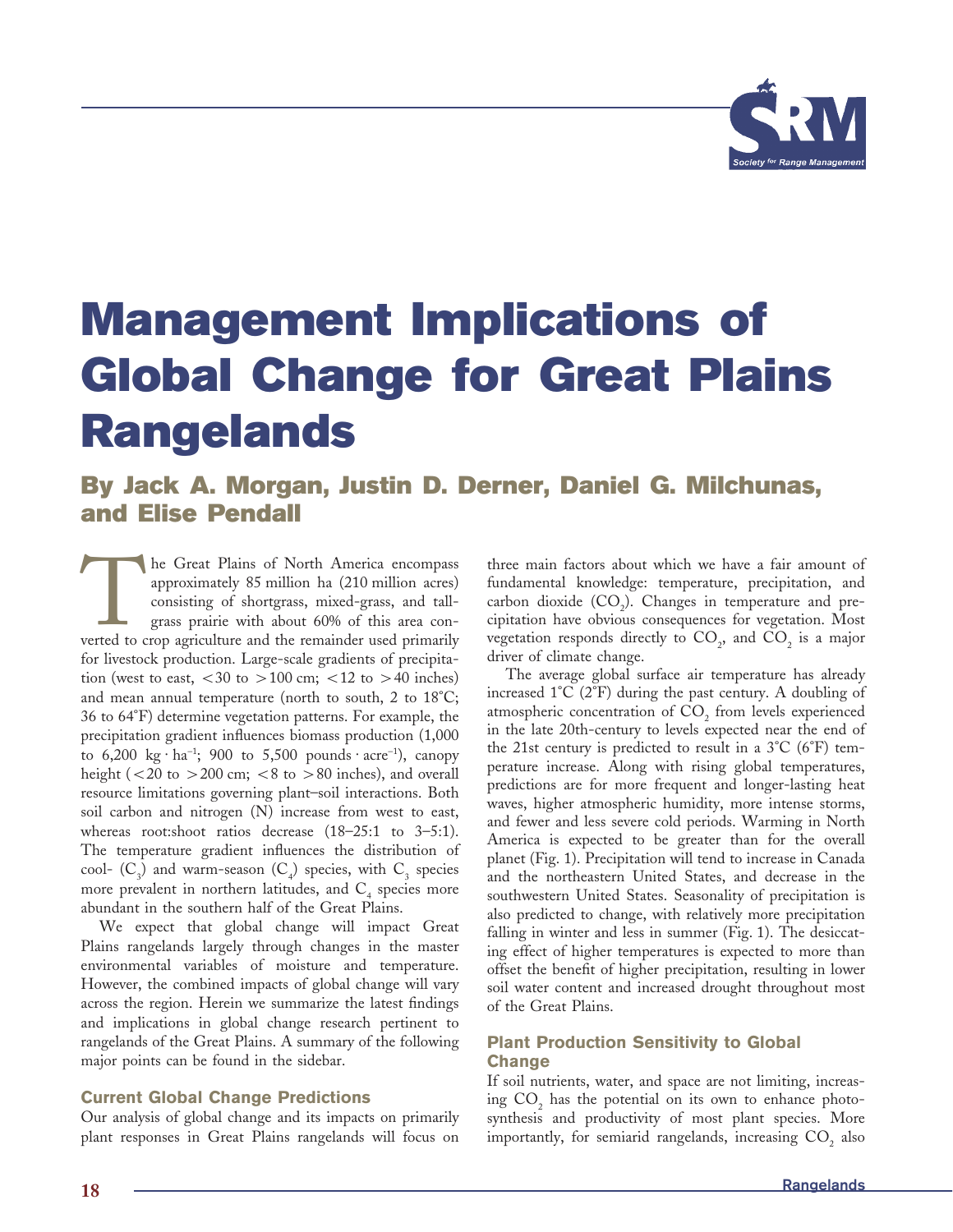# Management Implications of Global Change for Great Plains Rangelands

## By Jack A. Morgan, Justin D. Derner, Daniel G. Milchunas, and Elise Pendall

The Great Plains of North America encompass approximately 85 million ha (210 million acres) consisting of shortgrass, mixed-grass, and tallgrass prairie with about 60% of this area converted to crop agriculture and the remainder used primarily for livestock production. Large-scale gradients of precipitation (west to east, <30 to >100 cm; <12 to >40 inches) and mean annual temperature (north to south, 2 to 18°C; 36 to 64°F) determine vegetation patterns. For example, the precipitation gradient influences biomass production (1,000 to 6,200 $kg \cdot ha^{-1}$; 900 to 5,500 $pounds \cdot acre^{-1}$), canopy height (<20 to >200 cm; <8 to >80 inches), and overall resource limitations governing plant–soil interactions. Both soil carbon and nitrogen (N) increase from west to east, whereas root:shoot ratios decrease (18–25:1 to 3–5:1). The temperature gradient influences the distribution of cool- ($C_3$) and warm-season ($C_4$) species, with $C_3$ species more prevalent in northern latitudes, and $C_4$ species more abundant in the southern half of the Great Plains.

We expect that global change will impact Great Plains rangelands largely through changes in the master environmental variables of moisture and temperature. However, the combined impacts of global change will vary across the region. Herein we summarize the latest findings and implications in global change research pertinent to rangelands of the Great Plains. A summary of the following major points can be found in the sidebar.

### Current Global Change Predictions

Our analysis of global change and its impacts on primarily plant responses in Great Plains rangelands will focus on three main factors about which we have a fair amount of fundamental knowledge: temperature, precipitation, and carbon dioxide ($CO_2$). Changes in temperature and precipitation have obvious consequences for vegetation. Most vegetation responds directly to $CO_2$, and $CO_2$ is a major driver of climate change.

The average global surface air temperature has already increased 1°C (2°F) during the past century. A doubling of atmospheric concentration of $CO_2$ from levels experienced in the late 20th-century to levels expected near the end of the 21st century is predicted to result in a 3°C (6°F) temperature increase. Along with rising global temperatures, predictions are for more frequent and longer-lasting heat waves, higher atmospheric humidity, more intense storms, and fewer and less severe cold periods. Warming in North America is expected to be greater than for the overall planet (Fig. 1). Precipitation will tend to increase in Canada and the northeastern United States, and decrease in the southwestern United States. Seasonality of precipitation is also predicted to change, with relatively more precipitation falling in winter and less in summer (Fig. 1). The desiccating effect of higher temperatures is expected to more than offset the benefit of higher precipitation, resulting in lower soil water content and increased drought throughout most of the Great Plains.

### Plant Production Sensitivity to Global Change

If soil nutrients, water, and space are not limiting, increasing $CO_2$ has the potential on its own to enhance photosynthesis and productivity of most plant species. More importantly, for semiarid rangelands, increasing $CO_2$ also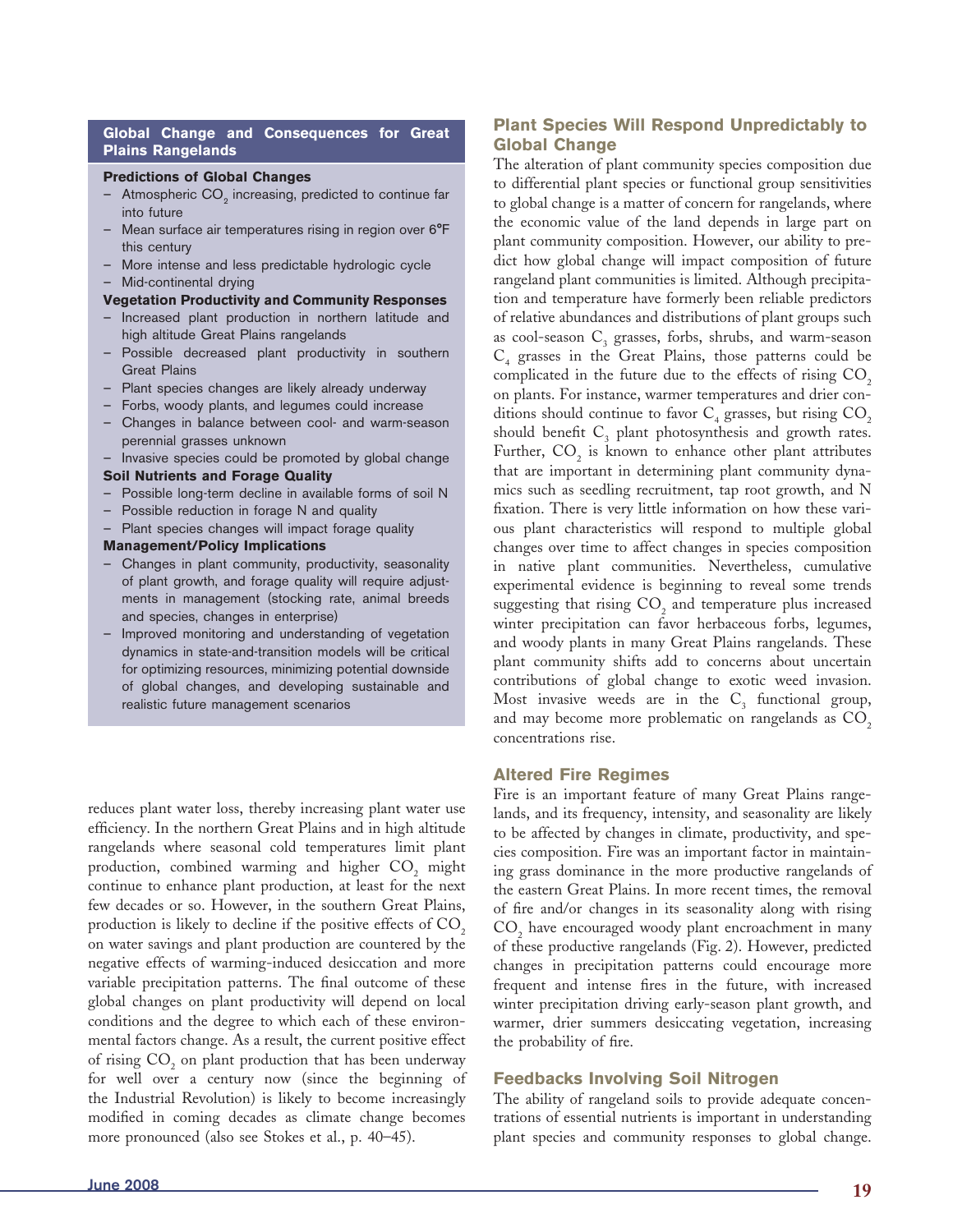## Global Change and Consequences for Great Plains Rangelands

**Predictions of Global Changes**

- Atmospheric $CO_2$ increasing, predicted to continue far into future
- Mean surface air temperatures rising in region over 6°F this century
- More intense and less predictable hydrologic cycle
- Mid-continental drying

**Vegetation Productivity and Community Responses**

- Increased plant production in northern latitude and high altitude Great Plains rangelands
- Possible decreased plant productivity in southern Great Plains
- Plant species changes are likely already underway
- Forbs, woody plants, and legumes could increase
- Changes in balance between cool- and warm-season perennial grasses unknown
- Invasive species could be promoted by global change

**Soil Nutrients and Forage Quality**

- Possible long-term decline in available forms of soil N
- Possible reduction in forage N and quality
- Plant species changes will impact forage quality

**Management/Policy Implications**

- Changes in plant community, productivity, seasonality of plant growth, and forage quality will require adjustments in management (stocking rate, animal breeds and species, changes in enterprise)
- Improved monitoring and understanding of vegetation dynamics in state-and-transition models will be critical for optimizing resources, minimizing potential downside of global changes, and developing sustainable and realistic future management scenarios

reduces plant water loss, thereby increasing plant water use efficiency. In the northern Great Plains and in high altitude rangelands where seasonal cold temperatures limit plant production, combined warming and higher $CO_2$ might continue to enhance plant production, at least for the next few decades or so. However, in the southern Great Plains, production is likely to decline if the positive effects of $CO_2$ on water savings and plant production are countered by the negative effects of warming-induced desiccation and more variable precipitation patterns. The final outcome of these global changes on plant productivity will depend on local conditions and the degree to which each of these environmental factors change. As a result, the current positive effect of rising $CO_2$ on plant production that has been underway for well over a century now (since the beginning of the Industrial Revolution) is likely to become increasingly modified in coming decades as climate change becomes more pronounced (also see Stokes et al., p. 40–45).

## Plant Species Will Respond Unpredictably to Global Change

The alteration of plant community species composition due to differential plant species or functional group sensitivities to global change is a matter of concern for rangelands, where the economic value of the land depends in large part on plant community composition. However, our ability to predict how global change will impact composition of future rangeland plant communities is limited. Although precipitation and temperature have formerly been reliable predictors of relative abundances and distributions of plant groups such as cool-season $C_3$ grasses, forbs, shrubs, and warm-season $C_4$ grasses in the Great Plains, those patterns could be complicated in the future due to the effects of rising $CO_2$ on plants. For instance, warmer temperatures and drier conditions should continue to favor $C_4$ grasses, but rising $CO_2$ should benefit $C_3$ plant photosynthesis and growth rates. Further, $CO_2$ is known to enhance other plant attributes that are important in determining plant community dynamics such as seedling recruitment, tap root growth, and N fixation. There is very little information on how these various plant characteristics will respond to multiple global changes over time to affect changes in species composition in native plant communities. Nevertheless, cumulative experimental evidence is beginning to reveal some trends suggesting that rising $CO_2$ and temperature plus increased winter precipitation can favor herbaceous forbs, legumes, and woody plants in many Great Plains rangelands. These plant community shifts add to concerns about uncertain contributions of global change to exotic weed invasion. Most invasive weeds are in the $C_3$ functional group, and may become more problematic on rangelands as $CO_2$ concentrations rise.

## Altered Fire Regimes

Fire is an important feature of many Great Plains rangelands, and its frequency, intensity, and seasonality are likely to be affected by changes in climate, productivity, and species composition. Fire was an important factor in maintaining grass dominance in the more productive rangelands of the eastern Great Plains. In more recent times, the removal of fire and/or changes in its seasonality along with rising $CO_2$ have encouraged woody plant encroachment in many of these productive rangelands (Fig. 2). However, predicted changes in precipitation patterns could encourage more frequent and intense fires in the future, with increased winter precipitation driving early-season plant growth, and warmer, drier summers desiccating vegetation, increasing the probability of fire.

## Feedbacks Involving Soil Nitrogen

The ability of rangeland soils to provide adequate concentrations of essential nutrients is important in understanding plant species and community responses to global change.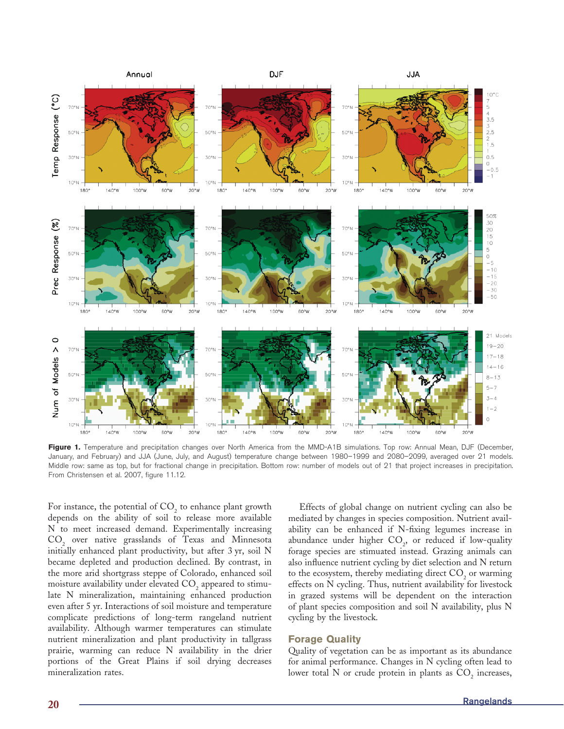**Figure 1.** Temperature and precipitation changes over North America from the MMD-A1B simulations. Top row: Annual Mean, DJF (December, January, and February) and JJA (June, July, and August) temperature change between 1980–1999 and 2080–2099, averaged over 21 models. Middle row: same as top, but for fractional change in precipitation. Bottom row: number of models out of 21 that project increases in precipitation. From Christensen et al. 2007, figure 11.12.

For instance, the potential of $CO_2$ to enhance plant growth depends on the ability of soil to release more available N to meet increased demand. Experimentally increasing $CO_2$ over native grasslands of Texas and Minnesota initially enhanced plant productivity, but after 3 yr, soil N became depleted and production declined. By contrast, in the more arid shortgrass steppe of Colorado, enhanced soil moisture availability under elevated $CO_2$ appeared to stimulate N mineralization, maintaining enhanced production even after 5 yr. Interactions of soil moisture and temperature complicate predictions of long-term rangeland nutrient availability. Although warmer temperatures can stimulate nutrient mineralization and plant productivity in tallgrass prairie, warming can reduce N availability in the drier portions of the Great Plains if soil drying decreases mineralization rates.

Effects of global change on nutrient cycling can also be mediated by changes in species composition. Nutrient availability can be enhanced if N-fixing legumes increase in abundance under higher $CO_2$, or reduced if low-quality forage species are stimulated instead. Grazing animals can also influence nutrient cycling by diet selection and N return to the ecosystem, thereby mediating direct $CO_2$ or warming effects on N cycling. Thus, nutrient availability for livestock in grazed systems will be dependent on the interaction of plant species composition and soil N availability, plus N cycling by the livestock.

## Forage Quality

Quality of vegetation can be as important as its abundance for animal performance. Changes in N cycling often lead to lower total N or crude protein in plants as $CO_2$ increases,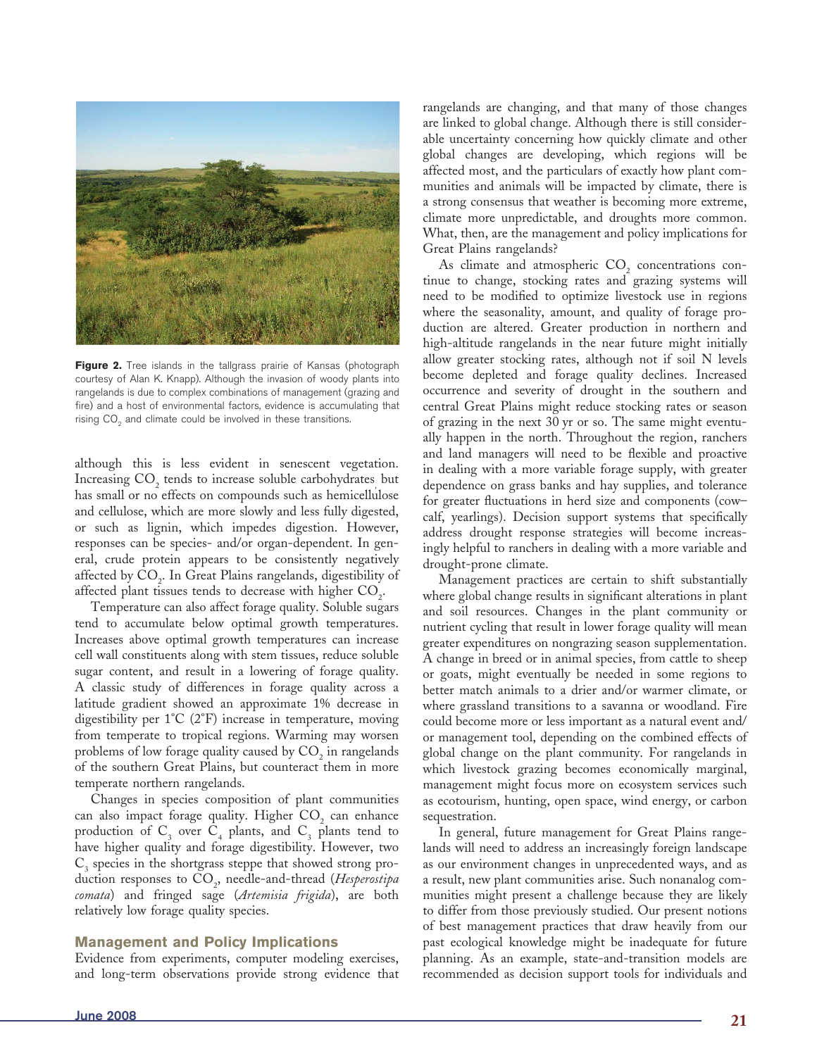**Figure 2.** Tree islands in the tallgrass prairie of Kansas (photograph courtesy of Alan K. Knapp). Although the invasion of woody plants into rangelands is due to complex combinations of management (grazing and fire) and a host of environmental factors, evidence is accumulating that rising $CO_2$ and climate could be involved in these transitions.

although this is less evident in senescent vegetation. Increasing $CO_2$ tends to increase soluble carbohydrates but has small or no effects on compounds such as hemicellulose and cellulose, which are more slowly and less fully digested, or such as lignin, which impedes digestion. However, responses can be species- and/or organ-dependent. In general, crude protein appears to be consistently negatively affected by $CO_2$. In Great Plains rangelands, digestibility of affected plant tissues tends to decrease with higher $CO_2$.

Temperature can also affect forage quality. Soluble sugars tend to accumulate below optimal growth temperatures. Increases above optimal growth temperatures can increase cell wall constituents along with stem tissues, reduce soluble sugar content, and result in a lowering of forage quality. A classic study of differences in forage quality across a latitude gradient showed an approximate 1% decrease in digestibility per 1°C (2°F) increase in temperature, moving from temperate to tropical regions. Warming may worsen problems of low forage quality caused by $CO_2$ in rangelands of the southern Great Plains, but counteract them in more temperate northern rangelands.

Changes in species composition of plant communities can also impact forage quality. Higher $CO_2$ can enhance production of $C_3$ over $C_4$ plants, and $C_3$ plants tend to have higher quality and forage digestibility. However, two $C_3$ species in the shortgrass steppe that showed strong production responses to $CO_2$, needle-and-thread (*Hesperostipa comata*) and fringed sage (*Artemisia frigida*), are both relatively low forage quality species.

## Management and Policy Implications

Evidence from experiments, computer modeling exercises, and long-term observations provide strong evidence that rangelands are changing, and that many of those changes are linked to global change. Although there is still considerable uncertainty concerning how quickly climate and other global changes are developing, which regions will be affected most, and the particulars of exactly how plant communities and animals will be impacted by climate, there is a strong consensus that weather is becoming more extreme, climate more unpredictable, and droughts more common. What, then, are the management and policy implications for Great Plains rangelands?

As climate and atmospheric $CO_2$ concentrations continue to change, stocking rates and grazing systems will need to be modified to optimize livestock use in regions where the seasonality, amount, and quality of forage production are altered. Greater production in northern and high-altitude rangelands in the near future might initially allow greater stocking rates, although not if soil N levels become depleted and forage quality declines. Increased occurrence and severity of drought in the southern and central Great Plains might reduce stocking rates or season of grazing in the next 30 yr or so. The same might eventually happen in the north. Throughout the region, ranchers and land managers will need to be flexible and proactive in dealing with a more variable forage supply, with greater dependence on grass banks and hay supplies, and tolerance for greater fluctuations in herd size and components (cow–calf, yearlings). Decision support systems that specifically address drought response strategies will become increasingly helpful to ranchers in dealing with a more variable and drought-prone climate.

Management practices are certain to shift substantially where global change results in significant alterations in plant and soil resources. Changes in the plant community or nutrient cycling that result in lower forage quality will mean greater expenditures on nongrazing season supplementation. A change in breed or in animal species, from cattle to sheep or goats, might eventually be needed in some regions to better match animals to a drier and/or warmer climate, or where grassland transitions to a savanna or woodland. Fire could become more or less important as a natural event and/or management tool, depending on the combined effects of global change on the plant community. For rangelands in which livestock grazing becomes economically marginal, management might focus more on ecosystem services such as ecotourism, hunting, open space, wind energy, or carbon sequestration.

In general, future management for Great Plains rangelands will need to address an increasingly foreign landscape as our environment changes in unprecedented ways, and as a result, new plant communities arise. Such nonanalog communities might present a challenge because they are likely to differ from those previously studied. Our present notions of best management practices that draw heavily from our past ecological knowledge might be inadequate for future planning. As an example, state-and-transition models are recommended as decision support tools for individuals and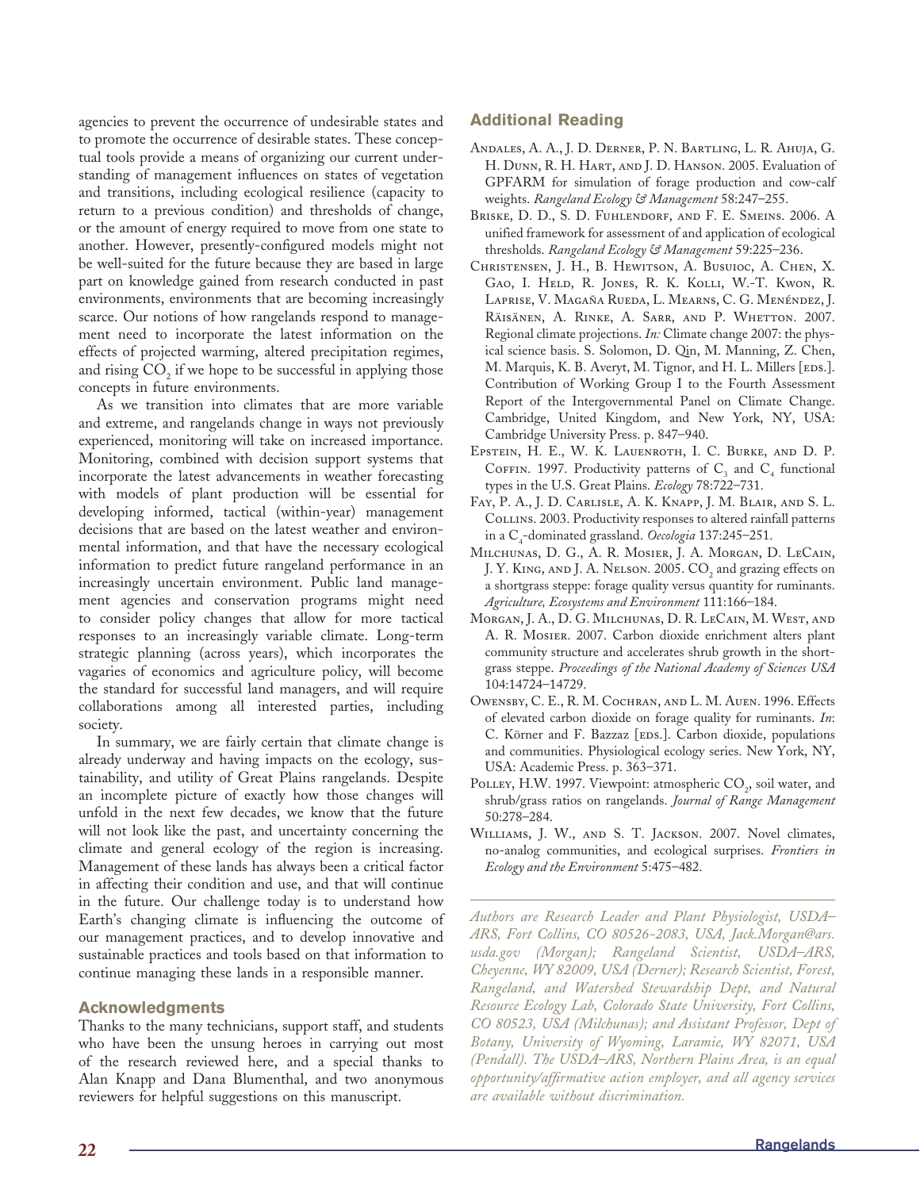agencies to prevent the occurrence of undesirable states and to promote the occurrence of desirable states. These conceptual tools provide a means of organizing our current understanding of management influences on states of vegetation and transitions, including ecological resilience (capacity to return to a previous condition) and thresholds of change, or the amount of energy required to move from one state to another. However, presently-configured models might not be well-suited for the future because they are based in large part on knowledge gained from research conducted in past environments, environments that are becoming increasingly scarce. Our notions of how rangelands respond to management need to incorporate the latest information on the effects of projected warming, altered precipitation regimes, and rising $CO_2$ if we hope to be successful in applying those concepts in future environments.

As we transition into climates that are more variable and extreme, and rangelands change in ways not previously experienced, monitoring will take on increased importance. Monitoring, combined with decision support systems that incorporate the latest advancements in weather forecasting with models of plant production will be essential for developing informed, tactical (within-year) management decisions that are based on the latest weather and environmental information, and that have the necessary ecological information to predict future rangeland performance in an increasingly uncertain environment. Public land management agencies and conservation programs might need to consider policy changes that allow for more tactical responses to an increasingly variable climate. Long-term strategic planning (across years), which incorporates the vagaries of economics and agriculture policy, will become the standard for successful land managers, and will require collaborations among all interested parties, including society.

In summary, we are fairly certain that climate change is already underway and having impacts on the ecology, sustainability, and utility of Great Plains rangelands. Despite an incomplete picture of exactly how those changes will unfold in the next few decades, we know that the future will not look like the past, and uncertainty concerning the climate and general ecology of the region is increasing. Management of these lands has always been a critical factor in affecting their condition and use, and that will continue in the future. Our challenge today is to understand how Earth's changing climate is influencing the outcome of our management practices, and to develop innovative and sustainable practices and tools based on that information to continue managing these lands in a responsible manner.

## Acknowledgments

Thanks to the many technicians, support staff, and students who have been the unsung heroes in carrying out most of the research reviewed here, and a special thanks to Alan Knapp and Dana Blumenthal, and two anonymous reviewers for helpful suggestions on this manuscript.

## Additional Reading

Andales, A. A., J. D. Derner, P. N. Bartling, L. R. Ahuja, G. H. Dunn, R. H. Hart, and J. D. Hanson. 2005. Evaluation of GPFARM for simulation of forage production and cow-calf weights. *Rangeland Ecology & Management* 58:247–255.

Briske, D. D., S. D. Fuhlendorf, and F. E. Smeins. 2006. A unified framework for assessment of and application of ecological thresholds. *Rangeland Ecology & Management* 59:225–236.

Christensen, J. H., B. Hewitson, A. Busuioc, A. Chen, X. Gao, I. Held, R. Jones, R. K. Kolli, W.-T. Kwon, R. Laprise, V. Magaña Rueda, L. Mearns, C. G. Menéndez, J. Räisänen, A. Rinke, A. Sarr, and P. Whetton. 2007. Regional climate projections. *In:* Climate change 2007: the physical science basis. S. Solomon, D. Qin, M. Manning, Z. Chen, M. Marquis, K. B. Averyt, M. Tignor, and H. L. Millers [eds.]. Contribution of Working Group I to the Fourth Assessment Report of the Intergovernmental Panel on Climate Change. Cambridge, United Kingdom, and New York, NY, USA: Cambridge University Press. p. 847–940.

Epstein, H. E., W. K. Lauenroth, I. C. Burke, and D. P. Coffin. 1997. Productivity patterns of $C_3$ and $C_4$ functional types in the U.S. Great Plains. *Ecology* 78:722–731.

Fay, P. A., J. D. Carlisle, A. K. Knapp, J. M. Blair, and S. L. Collins. 2003. Productivity responses to altered rainfall patterns in a $C_4$-dominated grassland. *Oecologia* 137:245–251.

Milchunas, D. G., A. R. Mosier, J. A. Morgan, D. LeCain, J. Y. King, and J. A. Nelson. 2005. $CO_2$ and grazing effects on a shortgrass steppe: forage quality versus quantity for ruminants. *Agriculture, Ecosystems and Environment* 111:166–184.

Morgan, J. A., D. G. Milchunas, D. R. LeCain, M. West, and A. R. Mosier. 2007. Carbon dioxide enrichment alters plant community structure and accelerates shrub growth in the shortgrass steppe. *Proceedings of the National Academy of Sciences USA* 104:14724–14729.

Owensby, C. E., R. M. Cochran, and L. M. Auen. 1996. Effects of elevated carbon dioxide on forage quality for ruminants. *In*: C. Körner and F. Bazzaz [eds.]. Carbon dioxide, populations and communities. Physiological ecology series. New York, NY, USA: Academic Press. p. 363–371.

Polley, H.W. 1997. Viewpoint: atmospheric $CO_2$, soil water, and shrub/grass ratios on rangelands. *Journal of Range Management* 50:278–284.

Williams, J. W., and S. T. Jackson. 2007. Novel climates, no-analog communities, and ecological surprises. *Frontiers in Ecology and the Environment* 5:475–482.

---

*Authors are Research Leader and Plant Physiologist, USDA–ARS, Fort Collins, CO 80526-2083, USA, Jack.Morgan@ars.usda.gov (Morgan); Rangeland Scientist, USDA–ARS, Cheyenne, WY 82009, USA (Derner); Research Scientist, Forest, Rangeland, and Watershed Stewardship Dept, and Natural Resource Ecology Lab, Colorado State University, Fort Collins, CO 80523, USA (Milchunas); and Assistant Professor, Dept of Botany, University of Wyoming, Laramie, WY 82071, USA (Pendall). The USDA–ARS, Northern Plains Area, is an equal opportunity/affirmative action employer, and all agency services are available without discrimination.*